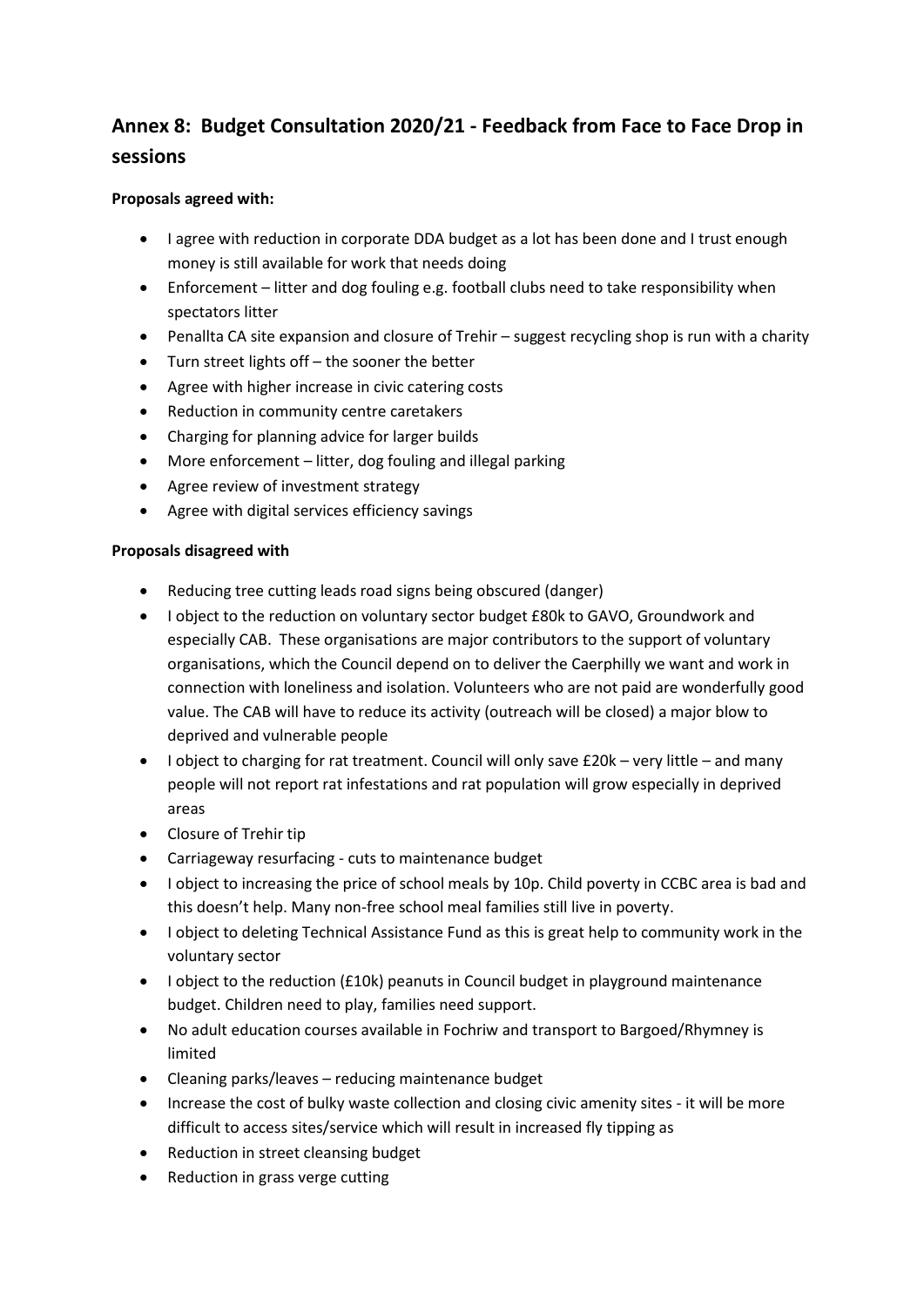## Annex 8: Budget Consultation 2020/21 - Feedback from Face to Face Drop in sessions

**Proposals agreed with:**

- I agree with reduction in corporate DDA budget as a lot has been done and I trust enough money is still available for work that needs doing
- Enforcement – litter and dog fouling e.g. football clubs need to take responsibility when spectators litter
- Penallta CA site expansion and closure of Trehir – suggest recycling shop is run with a charity
- Turn street lights off – the sooner the better
- Agree with higher increase in civic catering costs
- Reduction in community centre caretakers
- Charging for planning advice for larger builds
- More enforcement – litter, dog fouling and illegal parking
- Agree review of investment strategy
- Agree with digital services efficiency savings

**Proposals disagreed with**

- Reducing tree cutting leads road signs being obscured (danger)
- I object to the reduction on voluntary sector budget £80k to GAVO, Groundwork and especially CAB. These organisations are major contributors to the support of voluntary organisations, which the Council depend on to deliver the Caerphilly we want and work in connection with loneliness and isolation. Volunteers who are not paid are wonderfully good value. The CAB will have to reduce its activity (outreach will be closed) a major blow to deprived and vulnerable people
- I object to charging for rat treatment. Council will only save £20k – very little – and many people will not report rat infestations and rat population will grow especially in deprived areas
- Closure of Trehir tip
- Carriageway resurfacing - cuts to maintenance budget
- I object to increasing the price of school meals by 10p. Child poverty in CCBC area is bad and this doesn't help. Many non-free school meal families still live in poverty.
- I object to deleting Technical Assistance Fund as this is great help to community work in the voluntary sector
- I object to the reduction (£10k) peanuts in Council budget in playground maintenance budget. Children need to play, families need support.
- No adult education courses available in Fochriw and transport to Bargoed/Rhymney is limited
- Cleaning parks/leaves – reducing maintenance budget
- Increase the cost of bulky waste collection and closing civic amenity sites - it will be more difficult to access sites/service which will result in increased fly tipping as
- Reduction in street cleansing budget
- Reduction in grass verge cutting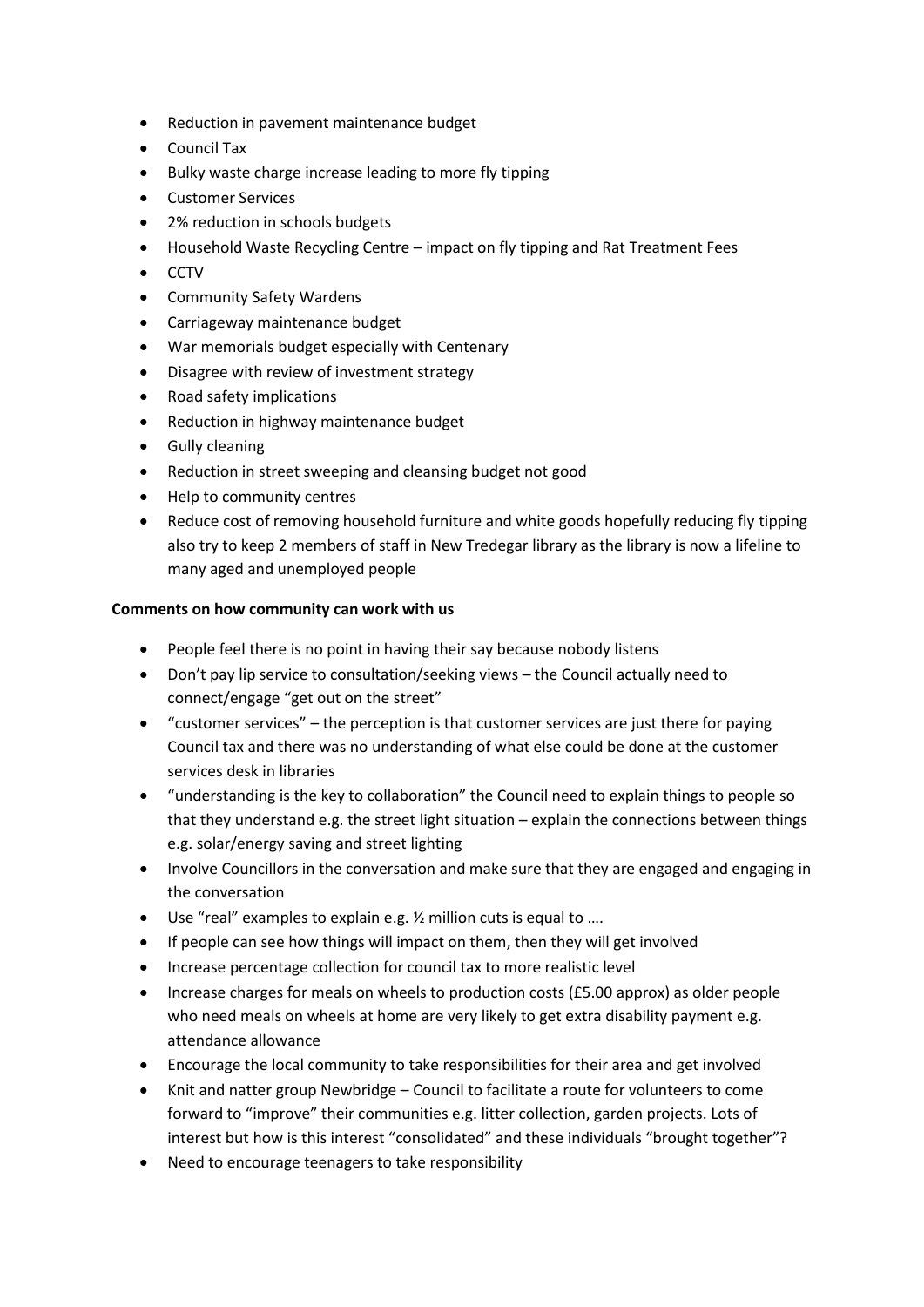- Reduction in pavement maintenance budget
- Council Tax
- Bulky waste charge increase leading to more fly tipping
- Customer Services
- 2% reduction in schools budgets
- Household Waste Recycling Centre – impact on fly tipping and Rat Treatment Fees
- CCTV
- Community Safety Wardens
- Carriageway maintenance budget
- War memorials budget especially with Centenary
- Disagree with review of investment strategy
- Road safety implications
- Reduction in highway maintenance budget
- Gully cleaning
- Reduction in street sweeping and cleansing budget not good
- Help to community centres
- Reduce cost of removing household furniture and white goods hopefully reducing fly tipping also try to keep 2 members of staff in New Tredegar library as the library is now a lifeline to many aged and unemployed people

**Comments on how community can work with us**

- People feel there is no point in having their say because nobody listens
- Don't pay lip service to consultation/seeking views – the Council actually need to connect/engage "get out on the street"
- "customer services" – the perception is that customer services are just there for paying Council tax and there was no understanding of what else could be done at the customer services desk in libraries
- "understanding is the key to collaboration" the Council need to explain things to people so that they understand e.g. the street light situation – explain the connections between things e.g. solar/energy saving and street lighting
- Involve Councillors in the conversation and make sure that they are engaged and engaging in the conversation
- Use "real" examples to explain e.g. ½ million cuts is equal to ….
- If people can see how things will impact on them, then they will get involved
- Increase percentage collection for council tax to more realistic level
- Increase charges for meals on wheels to production costs (£5.00 approx) as older people who need meals on wheels at home are very likely to get extra disability payment e.g. attendance allowance
- Encourage the local community to take responsibilities for their area and get involved
- Knit and natter group Newbridge – Council to facilitate a route for volunteers to come forward to "improve" their communities e.g. litter collection, garden projects. Lots of interest but how is this interest "consolidated" and these individuals "brought together"?
- Need to encourage teenagers to take responsibility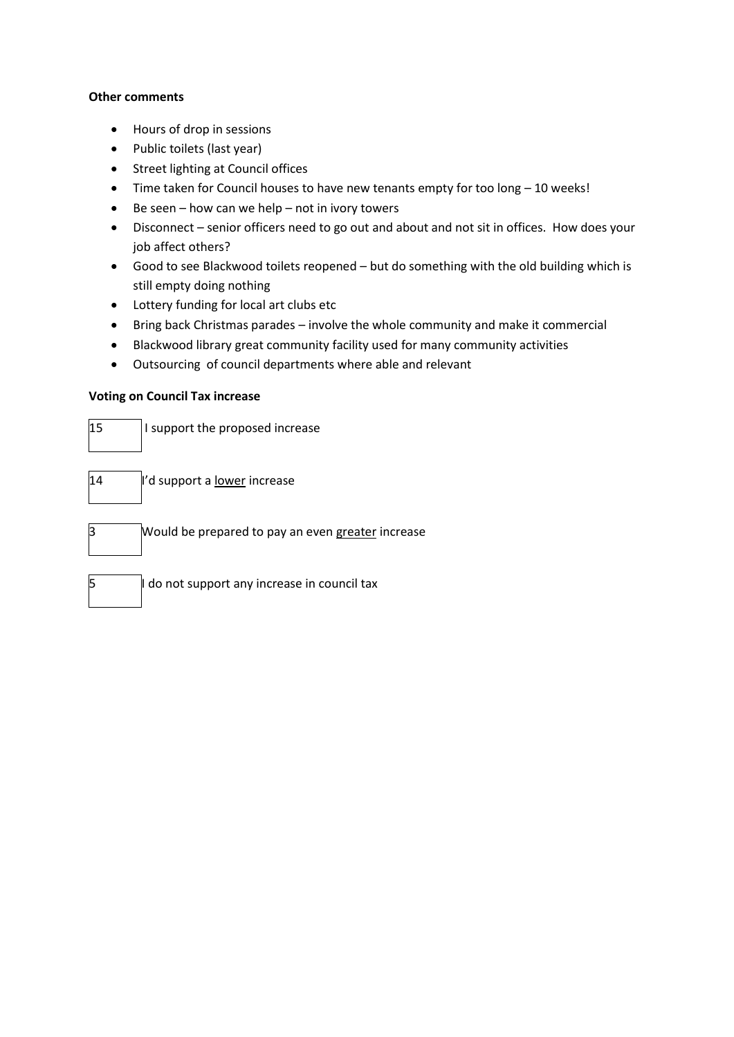**Other comments**

- Hours of drop in sessions
- Public toilets (last year)
- Street lighting at Council offices
- Time taken for Council houses to have new tenants empty for too long – 10 weeks!
- Be seen – how can we help – not in ivory towers
- Disconnect – senior officers need to go out and about and not sit in offices. How does your job affect others?
- Good to see Blackwood toilets reopened – but do something with the old building which is still empty doing nothing
- Lottery funding for local art clubs etc
- Bring back Christmas parades – involve the whole community and make it commercial
- Blackwood library great community facility used for many community activities
- Outsourcing of council departments where able and relevant

**Voting on Council Tax increase**

| | |
|---|---|
| 15 | I support the proposed increase |
| 14 | I'd support a <u>lower</u> increase |
| 3 | Would be prepared to pay an even <u>greater</u> increase |
| 5 | I do not support any increase in council tax |